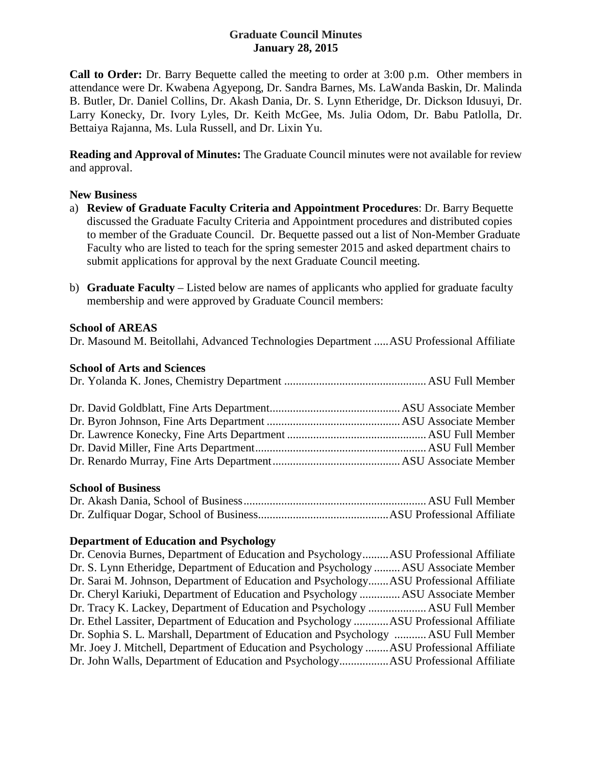# Graduate Council Minutes
**January 28, 2015**

**Call to Order:** Dr. Barry Bequette called the meeting to order at 3:00 p.m. Other members in attendance were Dr. Kwabena Agyepong, Dr. Sandra Barnes, Ms. LaWanda Baskin, Dr. Malinda B. Butler, Dr. Daniel Collins, Dr. Akash Dania, Dr. S. Lynn Etheridge, Dr. Dickson Idusuyi, Dr. Larry Konecky, Dr. Ivory Lyles, Dr. Keith McGee, Ms. Julia Odom, Dr. Babu Patlolla, Dr. Bettaiya Rajanna, Ms. Lula Russell, and Dr. Lixin Yu.

**Reading and Approval of Minutes:** The Graduate Council minutes were not available for review and approval.

**New Business**

a) **Review of Graduate Faculty Criteria and Appointment Procedures**: Dr. Barry Bequette discussed the Graduate Faculty Criteria and Appointment procedures and distributed copies to member of the Graduate Council. Dr. Bequette passed out a list of Non-Member Graduate Faculty who are listed to teach for the spring semester 2015 and asked department chairs to submit applications for approval by the next Graduate Council meeting.

b) **Graduate Faculty** – Listed below are names of applicants who applied for graduate faculty membership and were approved by Graduate Council members:

**School of AREAS**

Dr. Masound M. Beitollahi, Advanced Technologies Department .....ASU Professional Affiliate

**School of Arts and Sciences**

Dr. Yolanda K. Jones, Chemistry Department ................................................ ASU Full Member

Dr. David Goldblatt, Fine Arts Department............................................ASU Associate Member
Dr. Byron Johnson, Fine Arts Department .............................................ASU Associate Member
Dr. Lawrence Konecky, Fine Arts Department ............................................... ASU Full Member
Dr. David Miller, Fine Arts Department.......................................................... ASU Full Member
Dr. Renardo Murray, Fine Arts Department...........................................ASU Associate Member

**School of Business**

Dr. Akash Dania, School of Business.............................................................. ASU Full Member
Dr. Zulfiquar Dogar, School of Business............................................ASU Professional Affiliate

**Department of Education and Psychology**

Dr. Cenovia Burnes, Department of Education and Psychology.........ASU Professional Affiliate
Dr. S. Lynn Etheridge, Department of Education and Psychology .........ASU Associate Member
Dr. Sarai M. Johnson, Department of Education and Psychology.......ASU Professional Affiliate
Dr. Cheryl Kariuki, Department of Education and Psychology ..............ASU Associate Member
Dr. Tracy K. Lackey, Department of Education and Psychology .................... ASU Full Member
Dr. Ethel Lassiter, Department of Education and Psychology ............ASU Professional Affiliate
Dr. Sophia S. L. Marshall, Department of Education and Psychology ........... ASU Full Member
Mr. Joey J. Mitchell, Department of Education and Psychology ........ASU Professional Affiliate
Dr. John Walls, Department of Education and Psychology.................ASU Professional Affiliate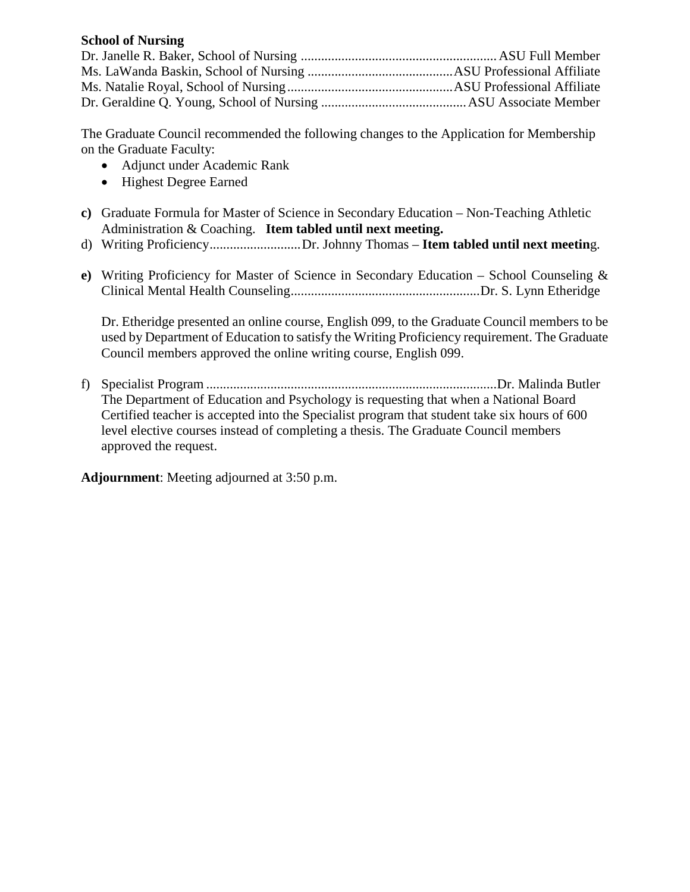**School of Nursing**

Dr. Janelle R. Baker, School of Nursing .......................................................... ASU Full Member
Ms. LaWanda Baskin, School of Nursing ........................................... ASU Professional Affiliate
Ms. Natalie Royal, School of Nursing ................................................. ASU Professional Affiliate
Dr. Geraldine Q. Young, School of Nursing ........................................... ASU Associate Member

The Graduate Council recommended the following changes to the Application for Membership on the Graduate Faculty:

- Adjunct under Academic Rank
- Highest Degree Earned

**c)** Graduate Formula for Master of Science in Secondary Education – Non-Teaching Athletic Administration & Coaching. **Item tabled until next meeting.**

d) Writing Proficiency........................... Dr. Johnny Thomas – **Item tabled until next meetin**g.

**e)** Writing Proficiency for Master of Science in Secondary Education – School Counseling & Clinical Mental Health Counseling........................................................ Dr. S. Lynn Etheridge

Dr. Etheridge presented an online course, English 099, to the Graduate Council members to be used by Department of Education to satisfy the Writing Proficiency requirement. The Graduate Council members approved the online writing course, English 099.

f) Specialist Program ...................................................................................... Dr. Malinda Butler
The Department of Education and Psychology is requesting that when a National Board Certified teacher is accepted into the Specialist program that student take six hours of 600 level elective courses instead of completing a thesis. The Graduate Council members approved the request.

**Adjournment**: Meeting adjourned at 3:50 p.m.